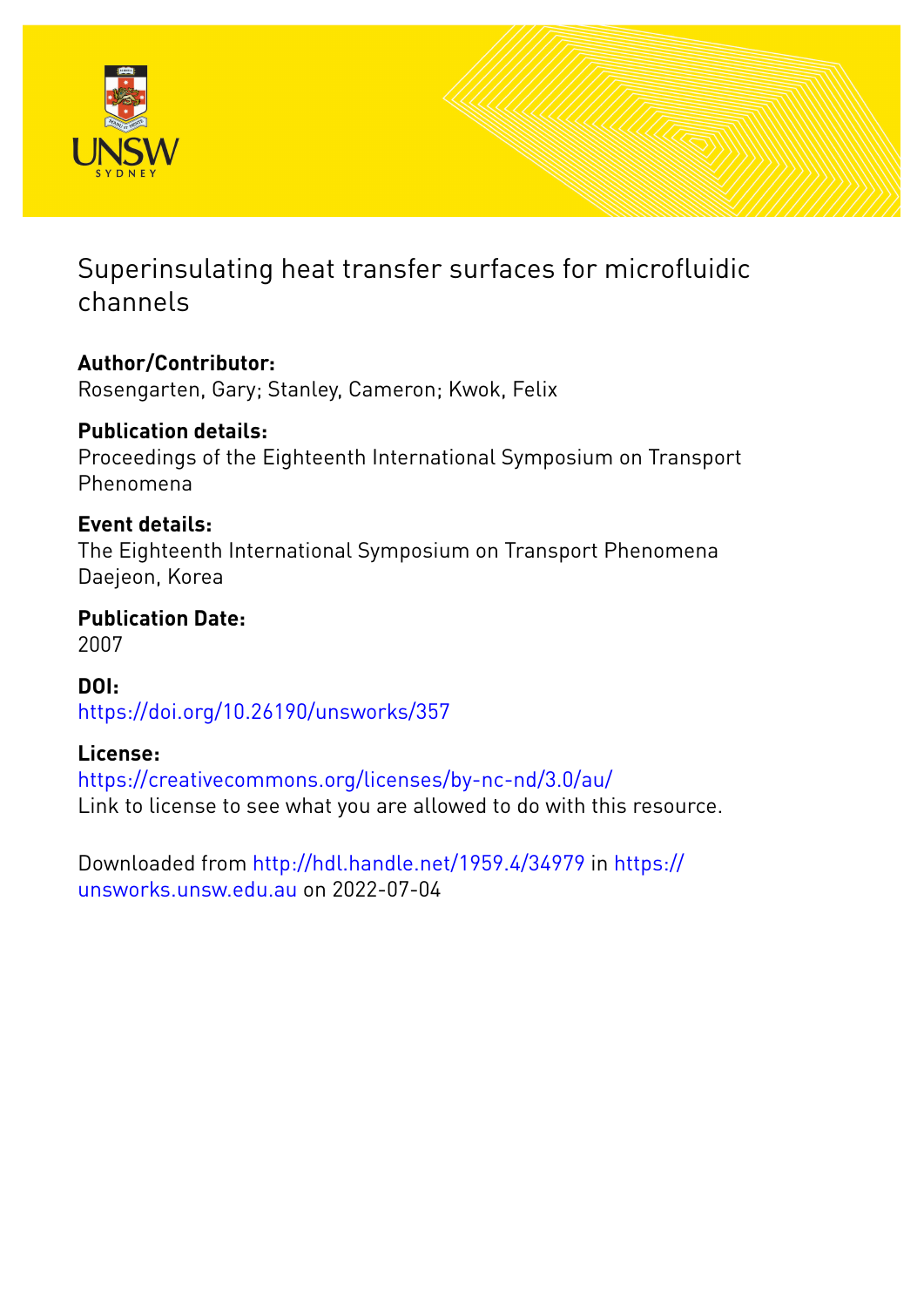# Superinsulating heat transfer surfaces for microfluidic channels

**Author/Contributor:**
Rosengarten, Gary; Stanley, Cameron; Kwok, Felix

**Publication details:**
Proceedings of the Eighteenth International Symposium on Transport Phenomena

**Event details:**
The Eighteenth International Symposium on Transport Phenomena
Daejeon, Korea

**Publication Date:**
2007

**DOI:**
https://doi.org/10.26190/unsworks/357

**License:**
https://creativecommons.org/licenses/by-nc-nd/3.0/au/
Link to license to see what you are allowed to do with this resource.

Downloaded from http://hdl.handle.net/1959.4/34979 in https://unsworks.unsw.edu.au on 2022-07-04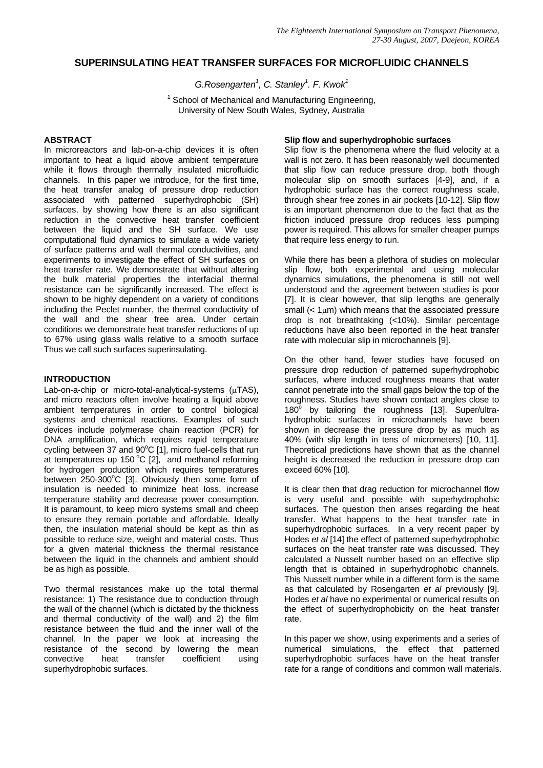# SUPERINSULATING HEAT TRANSFER SURFACES FOR MICROFLUIDIC CHANNELS

*G.Rosengarten[1], C. Stanley[1]. F. Kwok[1]*

[1] School of Mechanical and Manufacturing Engineering, University of New South Wales, Sydney, Australia

## ABSTRACT

In microreactors and lab-on-a-chip devices it is often important to heat a liquid above ambient temperature while it flows through thermally insulated microfluidic channels. In this paper we introduce, for the first time, the heat transfer analog of pressure drop reduction associated with patterned superhydrophobic (SH) surfaces, by showing how there is an also significant reduction in the convective heat transfer coefficient between the liquid and the SH surface. We use computational fluid dynamics to simulate a wide variety of surface patterns and wall thermal conductivities, and experiments to investigate the effect of SH surfaces on heat transfer rate. We demonstrate that without altering the bulk material properties the interfacial thermal resistance can be significantly increased. The effect is shown to be highly dependent on a variety of conditions including the Peclet number, the thermal conductivity of the wall and the shear free area. Under certain conditions we demonstrate heat transfer reductions of up to 67% using glass walls relative to a smooth surface Thus we call such surfaces superinsulating.

## INTRODUCTION

Lab-on-a-chip or micro-total-analytical-systems ($\mu$TAS), and micro reactors often involve heating a liquid above ambient temperatures in order to control biological systems and chemical reactions. Examples of such devices include polymerase chain reaction (PCR) for DNA amplification, which requires rapid temperature cycling between 37 and 90°C [1], micro fuel-cells that run at temperatures up 150 °C [2], and methanol reforming for hydrogen production which requires temperatures between 250-300°C [3]. Obviously then some form of insulation is needed to minimize heat loss, increase temperature stability and decrease power consumption. It is paramount, to keep micro systems small and cheep to ensure they remain portable and affordable. Ideally then, the insulation material should be kept as thin as possible to reduce size, weight and material costs. Thus for a given material thickness the thermal resistance between the liquid in the channels and ambient should be as high as possible.

Two thermal resistances make up the total thermal resistance: 1) The resistance due to conduction through the wall of the channel (which is dictated by the thickness and thermal conductivity of the wall) and 2) the film resistance between the fluid and the inner wall of the channel. In the paper we look at increasing the resistance of the second by lowering the mean convective heat transfer coefficient using superhydrophobic surfaces.

### Slip flow and superhydrophobic surfaces

Slip flow is the phenomena where the fluid velocity at a wall is not zero. It has been reasonably well documented that slip flow can reduce pressure drop, both though molecular slip on smooth surfaces [4-9], and, if a hydrophobic surface has the correct roughness scale, through shear free zones in air pockets [10-12]. Slip flow is an important phenomenon due to the fact that as the friction induced pressure drop reduces less pumping power is required. This allows for smaller cheaper pumps that require less energy to run.

While there has been a plethora of studies on molecular slip flow, both experimental and using molecular dynamics simulations, the phenomena is still not well understood and the agreement between studies is poor [7]. It is clear however, that slip lengths are generally small (< 1$\mu$m) which means that the associated pressure drop is not breathtaking (<10%). Similar percentage reductions have also been reported in the heat transfer rate with molecular slip in microchannels [9].

On the other hand, fewer studies have focused on pressure drop reduction of patterned superhydrophobic surfaces, where induced roughness means that water cannot penetrate into the small gaps below the top of the roughness. Studies have shown contact angles close to 180° by tailoring the roughness [13]. Super/ultra-hydrophobic surfaces in microchannels have been shown in decrease the pressure drop by as much as 40% (with slip length in tens of micrometers) [10, 11]. Theoretical predictions have shown that as the channel height is decreased the reduction in pressure drop can exceed 60% [10].

It is clear then that drag reduction for microchannel flow is very useful and possible with superhydrophobic surfaces. The question then arises regarding the heat transfer. What happens to the heat transfer rate in superhydrophobic surfaces. In a very recent paper by Hodes *et al* [14] the effect of patterned superhydrophobic surfaces on the heat transfer rate was discussed. They calculated a Nusselt number based on an effective slip length that is obtained in superhydrophobic channels. This Nusselt number while in a different form is the same as that calculated by Rosengarten *et al* previously [9]. Hodes *et al* have no experimental or numerical results on the effect of superhydrophobicity on the heat transfer rate.

In this paper we show, using experiments and a series of numerical simulations, the effect that patterned superhydrophobic surfaces have on the heat transfer rate for a range of conditions and common wall materials.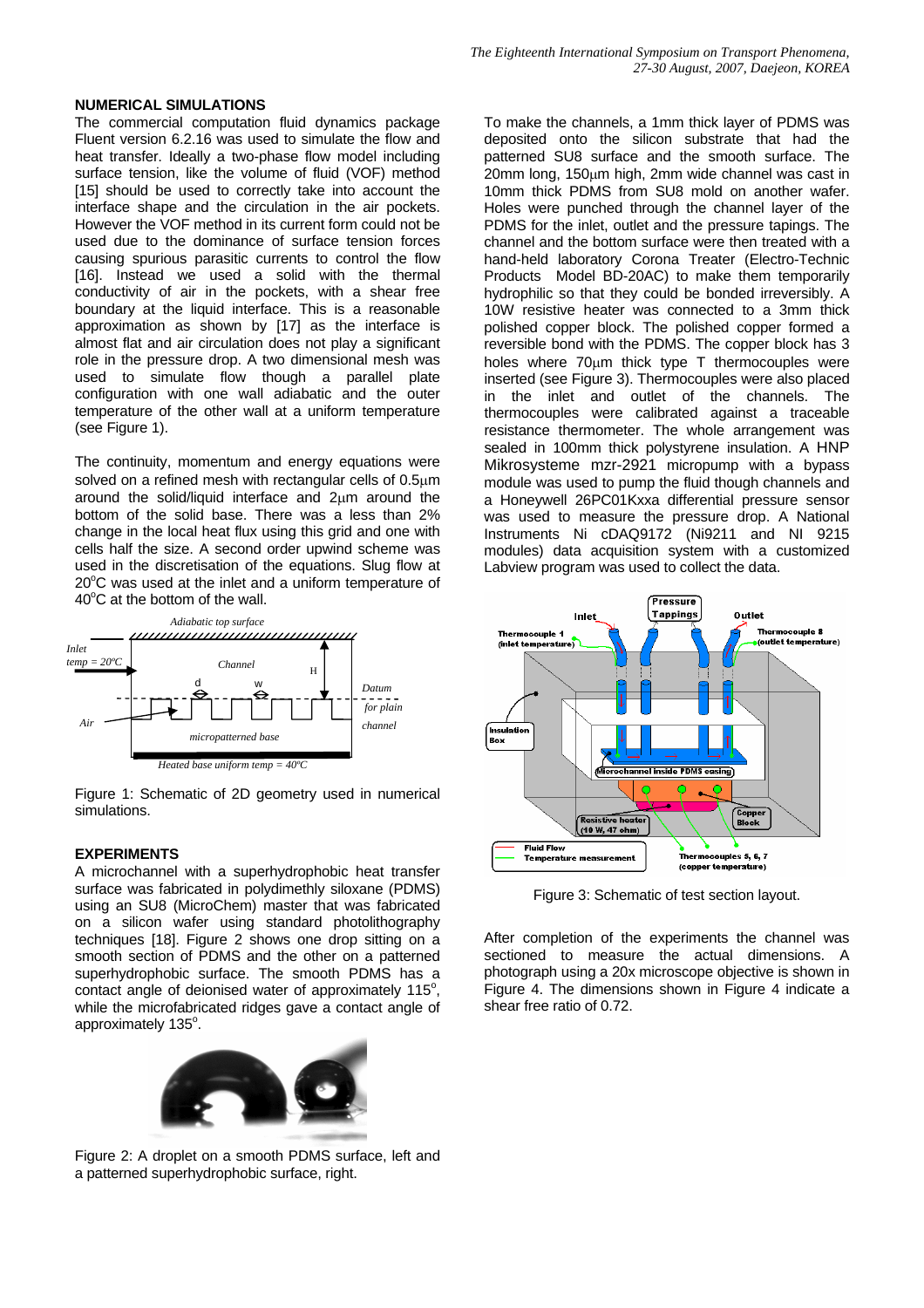## NUMERICAL SIMULATIONS

The commercial computation fluid dynamics package Fluent version 6.2.16 was used to simulate the flow and heat transfer. Ideally a two-phase flow model including surface tension, like the volume of fluid (VOF) method [15] should be used to correctly take into account the interface shape and the circulation in the air pockets. However the VOF method in its current form could not be used due to the dominance of surface tension forces causing spurious parasitic currents to control the flow [16]. Instead we used a solid with the thermal conductivity of air in the pockets, with a shear free boundary at the liquid interface. This is a reasonable approximation as shown by [17] as the interface is almost flat and air circulation does not play a significant role in the pressure drop. A two dimensional mesh was used to simulate flow though a parallel plate configuration with one wall adiabatic and the outer temperature of the other wall at a uniform temperature (see Figure 1).

The continuity, momentum and energy equations were solved on a refined mesh with rectangular cells of 0.5μm around the solid/liquid interface and 2μm around the bottom of the solid base. There was a less than 2% change in the local heat flux using this grid and one with cells half the size. A second order upwind scheme was used in the discretisation of the equations. Slug flow at 20°C was used at the inlet and a uniform temperature of 40°C at the bottom of the wall.

Figure 1: Schematic of 2D geometry used in numerical simulations.

## EXPERIMENTS

A microchannel with a superhydrophobic heat transfer surface was fabricated in polydimethly siloxane (PDMS) using an SU8 (MicroChem) master that was fabricated on a silicon wafer using standard photolithography techniques [18]. Figure 2 shows one drop sitting on a smooth section of PDMS and the other on a patterned superhydrophobic surface. The smooth PDMS has a contact angle of deionised water of approximately 115°, while the microfabricated ridges gave a contact angle of approximately 135°.

Figure 2: A droplet on a smooth PDMS surface, left and a patterned superhydrophobic surface, right.

To make the channels, a 1mm thick layer of PDMS was deposited onto the silicon substrate that had the patterned SU8 surface and the smooth surface. The 20mm long, 150μm high, 2mm wide channel was cast in 10mm thick PDMS from SU8 mold on another wafer. Holes were punched through the channel layer of the PDMS for the inlet, outlet and the pressure tapings. The channel and the bottom surface were then treated with a hand-held laboratory Corona Treater (Electro-Technic Products Model BD-20AC) to make them temporarily hydrophilic so that they could be bonded irreversibly. A 10W resistive heater was connected to a 3mm thick polished copper block. The polished copper formed a reversible bond with the PDMS. The copper block has 3 holes where 70μm thick type T thermocouples were inserted (see Figure 3). Thermocouples were also placed in the inlet and outlet of the channels. The thermocouples were calibrated against a traceable resistance thermometer. The whole arrangement was sealed in 100mm thick polystyrene insulation. A HNP Mikrosysteme mzr-2921 micropump with a bypass module was used to pump the fluid though channels and a Honeywell 26PC01Kxxa differential pressure sensor was used to measure the pressure drop. A National Instruments Ni cDAQ9172 (Ni9211 and NI 9215 modules) data acquisition system with a customized Labview program was used to collect the data.

Figure 3: Schematic of test section layout.

After completion of the experiments the channel was sectioned to measure the actual dimensions. A photograph using a 20x microscope objective is shown in Figure 4. The dimensions shown in Figure 4 indicate a shear free ratio of 0.72.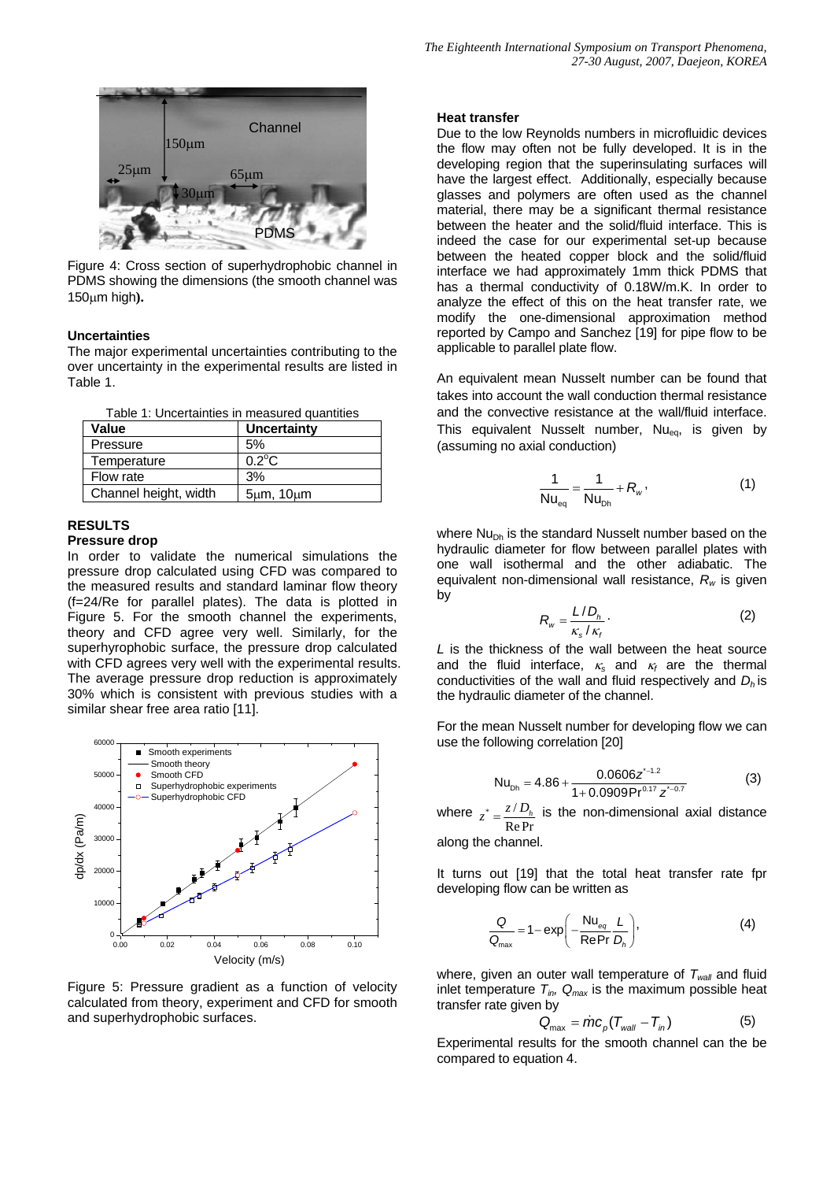Figure 4: Cross section of superhydrophobic channel in PDMS showing the dimensions (the smooth channel was 150μm high**).**

### Uncertainties

The major experimental uncertainties contributing to the over uncertainty in the experimental results are listed in Table 1.

Table 1: Uncertainties in measured quantities

| Value | Uncertainty |
| --- | --- |
| Pressure | 5% |
| Temperature | 0.2°C |
| Flow rate | 3% |
| Channel height, width | 5μm, 10μm |

## RESULTS

### Pressure drop

In order to validate the numerical simulations the pressure drop calculated using CFD was compared to the measured results and standard laminar flow theory (f=24/Re for parallel plates). The data is plotted in Figure 5. For the smooth channel the experiments, theory and CFD agree very well. Similarly, for the superhyrophobic surface, the pressure drop calculated with CFD agrees very well with the experimental results. The average pressure drop reduction is approximately 30% which is consistent with previous studies with a similar shear free area ratio [11].

Figure 5: Pressure gradient as a function of velocity calculated from theory, experiment and CFD for smooth and superhydrophobic surfaces.

### Heat transfer

Due to the low Reynolds numbers in microfluidic devices the flow may often not be fully developed. It is in the developing region that the superinsulating surfaces will have the largest effect. Additionally, especially because glasses and polymers are often used as the channel material, there may be a significant thermal resistance between the heater and the solid/fluid interface. This is indeed the case for our experimental set-up because between the heated copper block and the solid/fluid interface we had approximately 1mm thick PDMS that has a thermal conductivity of 0.18W/m.K. In order to analyze the effect of this on the heat transfer rate, we modify the one-dimensional approximation method reported by Campo and Sanchez [19] for pipe flow to be applicable to parallel plate flow.

An equivalent mean Nusselt number can be found that takes into account the wall conduction thermal resistance and the convective resistance at the wall/fluid interface. This equivalent Nusselt number, $Nu_{eq}$, is given by (assuming no axial conduction)

$$\frac{1}{Nu_{eq}} = \frac{1}{Nu_{Dh}} + R_w, \tag{1}$$

where $Nu_{Dh}$ is the standard Nusselt number based on the hydraulic diameter for flow between parallel plates with one wall isothermal and the other adiabatic. The equivalent non-dimensional wall resistance, $R_w$ is given by

$$R_w = \frac{L/D_h}{\kappa_s/\kappa_f}. \tag{2}$$

$L$ is the thickness of the wall between the heat source and the fluid interface, $\kappa_s$ and $\kappa_f$ are the thermal conductivities of the wall and fluid respectively and $D_h$ is the hydraulic diameter of the channel.

For the mean Nusselt number for developing flow we can use the following correlation [20]

$$Nu_{Dh} = 4.86 + \frac{0.0606 z^{*-1.2}}{1 + 0.0909 \Pr^{0.17} z^{*-0.7}} \tag{3}$$

where $z^* = \frac{z/D_h}{\mathrm{Re}\Pr}$ is the non-dimensional axial distance along the channel.

It turns out [19] that the total heat transfer rate fpr developing flow can be written as

$$\frac{Q}{Q_{max}} = 1 - \exp\left(-\frac{Nu_{eq}}{\mathrm{Re}\Pr}\frac{L}{D_h}\right), \tag{4}$$

where, given an outer wall temperature of $T_{wall}$ and fluid inlet temperature $T_{in}$, $Q_{max}$ is the maximum possible heat transfer rate given by

$$Q_{max} = \dot{m} c_p (T_{wall} - T_{in}) \tag{5}$$

Experimental results for the smooth channel can the be compared to equation 4.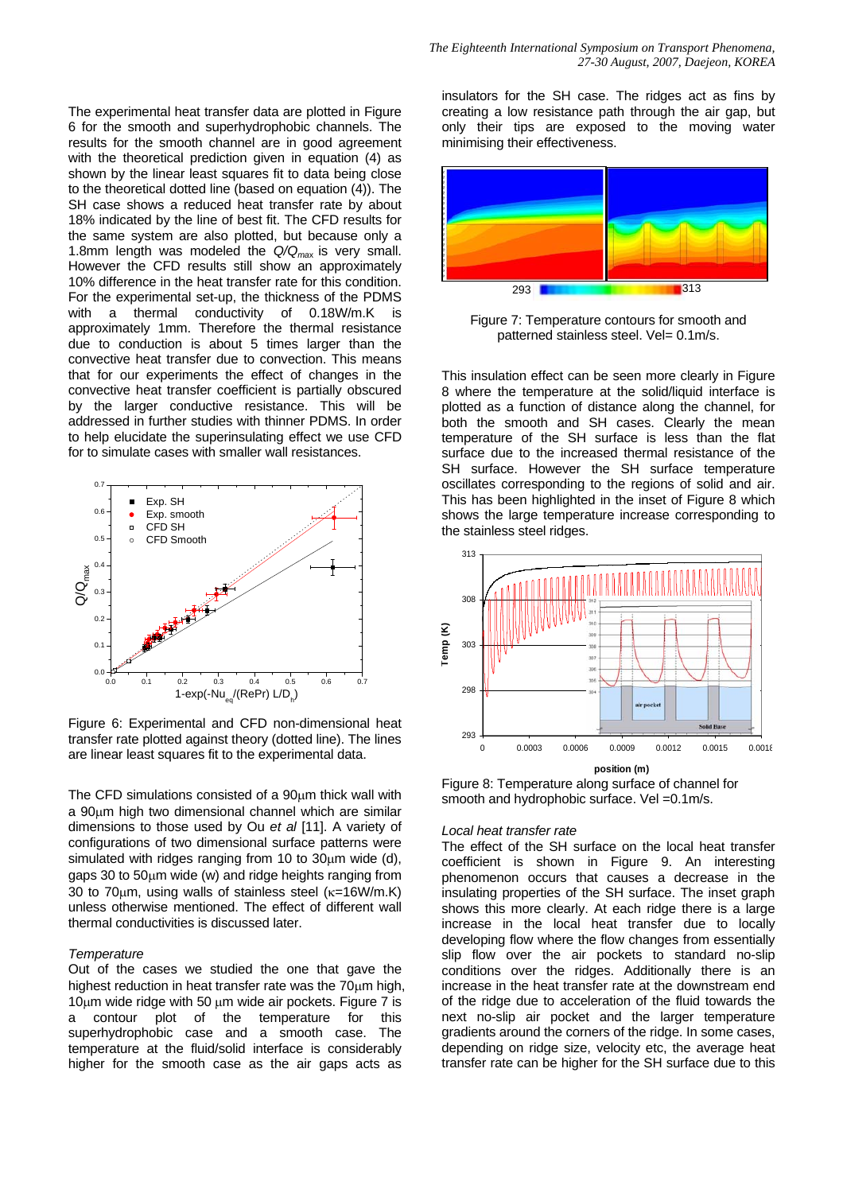The experimental heat transfer data are plotted in Figure 6 for the smooth and superhydrophobic channels. The results for the smooth channel are in good agreement with the theoretical prediction given in equation (4) as shown by the linear least squares fit to data being close to the theoretical dotted line (based on equation (4)). The SH case shows a reduced heat transfer rate by about 18% indicated by the line of best fit. The CFD results for the same system are also plotted, but because only a 1.8mm length was modeled the $Q/Q_{max}$ is very small. However the CFD results still show an approximately 10% difference in the heat transfer rate for this condition. For the experimental set-up, the thickness of the PDMS with a thermal conductivity of 0.18W/m.K is approximately 1mm. Therefore the thermal resistance due to conduction is about 5 times larger than the convective heat transfer due to convection. This means that for our experiments the effect of changes in the convective heat transfer coefficient is partially obscured by the larger conductive resistance. This will be addressed in further studies with thinner PDMS. In order to help elucidate the superinsulating effect we use CFD for to simulate cases with smaller wall resistances.

Figure 6: Experimental and CFD non-dimensional heat transfer rate plotted against theory (dotted line). The lines are linear least squares fit to the experimental data.

The CFD simulations consisted of a 90μm thick wall with a 90μm high two dimensional channel which are similar dimensions to those used by Ou *et al* [11]. A variety of configurations of two dimensional surface patterns were simulated with ridges ranging from 10 to 30μm wide (d), gaps 30 to 50μm wide (w) and ridge heights ranging from 30 to 70μm, using walls of stainless steel (κ=16W/m.K) unless otherwise mentioned. The effect of different wall thermal conductivities is discussed later.

*Temperature*

Out of the cases we studied the one that gave the highest reduction in heat transfer rate was the 70μm high, 10μm wide ridge with 50 μm wide air pockets. Figure 7 is a contour plot of the temperature for this superhydrophobic case and a smooth case. The temperature at the fluid/solid interface is considerably higher for the smooth case as the air gaps acts as insulators for the SH case. The ridges act as fins by creating a low resistance path through the air gap, but only their tips are exposed to the moving water minimising their effectiveness.

Figure 7: Temperature contours for smooth and patterned stainless steel. Vel= 0.1m/s.

This insulation effect can be seen more clearly in Figure 8 where the temperature at the solid/liquid interface is plotted as a function of distance along the channel, for both the smooth and SH cases. Clearly the mean temperature of the SH surface is less than the flat surface due to the increased thermal resistance of the SH surface. However the SH surface temperature oscillates corresponding to the regions of solid and air. This has been highlighted in the inset of Figure 8 which shows the large temperature increase corresponding to the stainless steel ridges.

Figure 8: Temperature along surface of channel for smooth and hydrophobic surface. Vel =0.1m/s.

*Local heat transfer rate*

The effect of the SH surface on the local heat transfer coefficient is shown in Figure 9. An interesting phenomenon occurs that causes a decrease in the insulating properties of the SH surface. The inset graph shows this more clearly. At each ridge there is a large increase in the local heat transfer due to locally developing flow where the flow changes from essentially slip flow over the air pockets to standard no-slip conditions over the ridges. Additionally there is an increase in the heat transfer rate at the downstream end of the ridge due to acceleration of the fluid towards the next no-slip air pocket and the larger temperature gradients around the corners of the ridge. In some cases, depending on ridge size, velocity etc, the average heat transfer rate can be higher for the SH surface due to this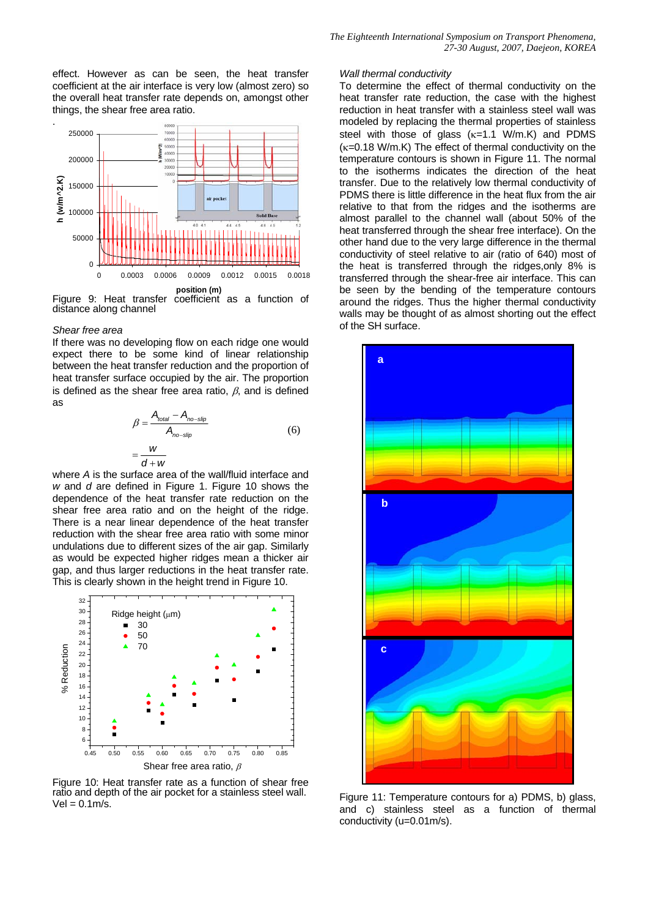effect. However as can be seen, the heat transfer coefficient at the air interface is very low (almost zero) so the overall heat transfer rate depends on, amongst other things, the shear free area ratio.

Figure 9: Heat transfer coefficient as a function of distance along channel

*Shear free area*

If there was no developing flow on each ridge one would expect there to be some kind of linear relationship between the heat transfer reduction and the proportion of heat transfer surface occupied by the air. The proportion is defined as the shear free area ratio, $\beta$, and is defined as

$$\beta = \frac{A_{total} - A_{no-slip}}{A_{no-slip}} = \frac{w}{d+w} \qquad (6)$$

where $A$ is the surface area of the wall/fluid interface and $w$ and $d$ are defined in Figure 1. Figure 10 shows the dependence of the heat transfer rate reduction on the shear free area ratio and on the height of the ridge. There is a near linear dependence of the heat transfer reduction with the shear free area ratio with some minor undulations due to different sizes of the air gap. Similarly as would be expected higher ridges mean a thicker air gap, and thus larger reductions in the heat transfer rate. This is clearly shown in the height trend in Figure 10.

Figure 10: Heat transfer rate as a function of shear free ratio and depth of the air pocket for a stainless steel wall. Vel = 0.1m/s.

*Wall thermal conductivity*

To determine the effect of thermal conductivity on the heat transfer rate reduction, the case with the highest reduction in heat transfer with a stainless steel wall was modeled by replacing the thermal properties of stainless steel with those of glass ($\kappa$=1.1 W/m.K) and PDMS ($\kappa$=0.18 W/m.K) The effect of thermal conductivity on the temperature contours is shown in Figure 11. The normal to the isotherms indicates the direction of the heat transfer. Due to the relatively low thermal conductivity of PDMS there is little difference in the heat flux from the air relative to that from the ridges and the isotherms are almost parallel to the channel wall (about 50% of the heat transferred through the shear free interface). On the other hand due to the very large difference in the thermal conductivity of steel relative to air (ratio of 640) most of the heat is transferred through the ridges,only 8% is transferred through the shear-free air interface. This can be seen by the bending of the temperature contours around the ridges. Thus the higher thermal conductivity walls may be thought of as almost shorting out the effect of the SH surface.

Figure 11: Temperature contours for a) PDMS, b) glass, and c) stainless steel as a function of thermal conductivity (u=0.01m/s).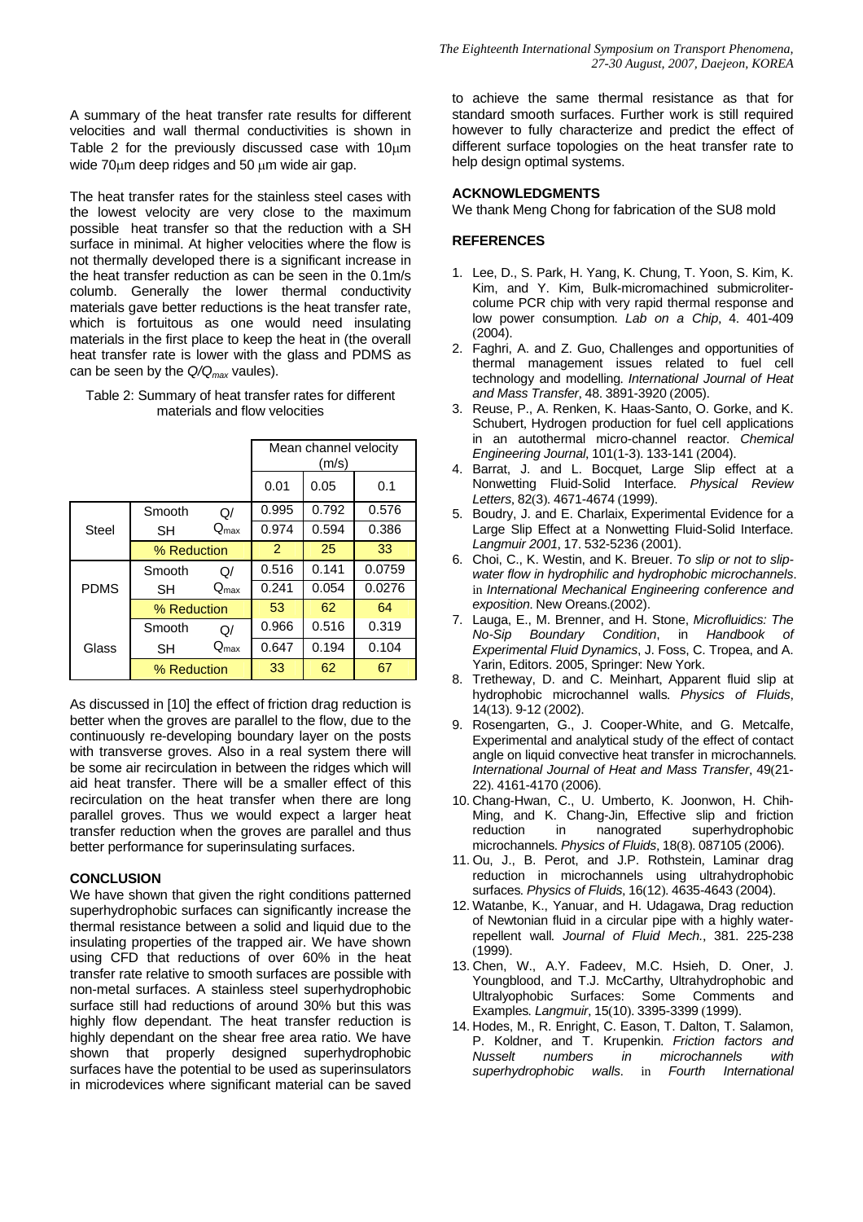A summary of the heat transfer rate results for different velocities and wall thermal conductivities is shown in Table 2 for the previously discussed case with 10μm wide 70μm deep ridges and 50 μm wide air gap.

The heat transfer rates for the stainless steel cases with the lowest velocity are very close to the maximum possible heat transfer so that the reduction with a SH surface in minimal. At higher velocities where the flow is not thermally developed there is a significant increase in the heat transfer reduction as can be seen in the 0.1m/s columb. Generally the lower thermal conductivity materials gave better reductions is the heat transfer rate, which is fortuitous as one would need insulating materials in the first place to keep the heat in (the overall heat transfer rate is lower with the glass and PDMS as can be seen by the $Q/Q_{max}$ vaules).

Table 2: Summary of heat transfer rates for different materials and flow velocities

| | | | Mean channel velocity (m/s) | | |
|---|---|---|---|---|---|
| | | | 0.01 | 0.05 | 0.1 |
| Steel | Smooth | $Q/Q_{max}$ | 0.995 | 0.792 | 0.576 |
| | SH | | 0.974 | 0.594 | 0.386 |
| | % Reduction | | 2 | 25 | 33 |
| PDMS | Smooth | $Q/Q_{max}$ | 0.516 | 0.141 | 0.0759 |
| | SH | | 0.241 | 0.054 | 0.0276 |
| | % Reduction | | 53 | 62 | 64 |
| Glass | Smooth | $Q/Q_{max}$ | 0.966 | 0.516 | 0.319 |
| | SH | | 0.647 | 0.194 | 0.104 |
| | % Reduction | | 33 | 62 | 67 |

As discussed in [10] the effect of friction drag reduction is better when the groves are parallel to the flow, due to the continuously re-developing boundary layer on the posts with transverse groves. Also in a real system there will be some air recirculation in between the ridges which will aid heat transfer. There will be a smaller effect of this recirculation on the heat transfer when there are long parallel groves. Thus we would expect a larger heat transfer reduction when the groves are parallel and thus better performance for superinsulating surfaces.

## CONCLUSION

We have shown that given the right conditions patterned superhydrophobic surfaces can significantly increase the thermal resistance between a solid and liquid due to the insulating properties of the trapped air. We have shown using CFD that reductions of over 60% in the heat transfer rate relative to smooth surfaces are possible with non-metal surfaces. A stainless steel superhydrophobic surface still had reductions of around 30% but this was highly flow dependant. The heat transfer reduction is highly dependant on the shear free area ratio. We have shown that properly designed superhydrophobic surfaces have the potential to be used as superinsulators in microdevices where significant material can be saved to achieve the same thermal resistance as that for standard smooth surfaces. Further work is still required however to fully characterize and predict the effect of different surface topologies on the heat transfer rate to help design optimal systems.

## ACKNOWLEDGMENTS

We thank Meng Chong for fabrication of the SU8 mold

## REFERENCES

1. Lee, D., S. Park, H. Yang, K. Chung, T. Yoon, S. Kim, K. Kim, and Y. Kim, Bulk-micromachined submicroliter-colume PCR chip with very rapid thermal response and low power consumption. *Lab on a Chip*, 4. 401-409 (2004).
2. Faghri, A. and Z. Guo, Challenges and opportunities of thermal management issues related to fuel cell technology and modelling. *International Journal of Heat and Mass Transfer*, 48. 3891-3920 (2005).
3. Reuse, P., A. Renken, K. Haas-Santo, O. Gorke, and K. Schubert, Hydrogen production for fuel cell applications in an autothermal micro-channel reactor. *Chemical Engineering Journal*, 101(1-3). 133-141 (2004).
4. Barrat, J. and L. Bocquet, Large Slip effect at a Nonwetting Fluid-Solid Interface. *Physical Review Letters*, 82(3). 4671-4674 (1999).
5. Boudry, J. and E. Charlaix, Experimental Evidence for a Large Slip Effect at a Nonwetting Fluid-Solid Interface. *Langmuir 2001*, 17. 532-5236 (2001).
6. Choi, C., K. Westin, and K. Breuer. *To slip or not to slip-water flow in hydrophilic and hydrophobic microchannels*. in *International Mechanical Engineering conference and exposition*. New Oreans.(2002).
7. Lauga, E., M. Brenner, and H. Stone, *Microfluidics: The No-Sip Boundary Condition*, in *Handbook of Experimental Fluid Dynamics*, J. Foss, C. Tropea, and A. Yarin, Editors. 2005, Springer: New York.
8. Tretheway, D. and C. Meinhart, Apparent fluid slip at hydrophobic microchannel walls. *Physics of Fluids*, 14(13). 9-12 (2002).
9. Rosengarten, G., J. Cooper-White, and G. Metcalfe, Experimental and analytical study of the effect of contact angle on liquid convective heat transfer in microchannels. *International Journal of Heat and Mass Transfer*, 49(21-22). 4161-4170 (2006).
10. Chang-Hwan, C., U. Umberto, K. Joonwon, H. Chih-Ming, and K. Chang-Jin, Effective slip and friction reduction in nanograted superhydrophobic microchannels. *Physics of Fluids*, 18(8). 087105 (2006).
11. Ou, J., B. Perot, and J.P. Rothstein, Laminar drag reduction in microchannels using ultrahydrophobic surfaces. *Physics of Fluids*, 16(12). 4635-4643 (2004).
12. Watanbe, K., Yanuar, and H. Udagawa, Drag reduction of Newtonian fluid in a circular pipe with a highly water-repellent wall. *Journal of Fluid Mech.*, 381. 225-238 (1999).
13. Chen, W., A.Y. Fadeev, M.C. Hsieh, D. Oner, J. Youngblood, and T.J. McCarthy, Ultrahydrophobic and Ultralyophobic Surfaces: Some Comments and Examples. *Langmuir*, 15(10). 3395-3399 (1999).
14. Hodes, M., R. Enright, C. Eason, T. Dalton, T. Salamon, P. Koldner, and T. Krupenkin. *Friction factors and Nusselt numbers in microchannels with superhydrophobic walls*. in *Fourth International*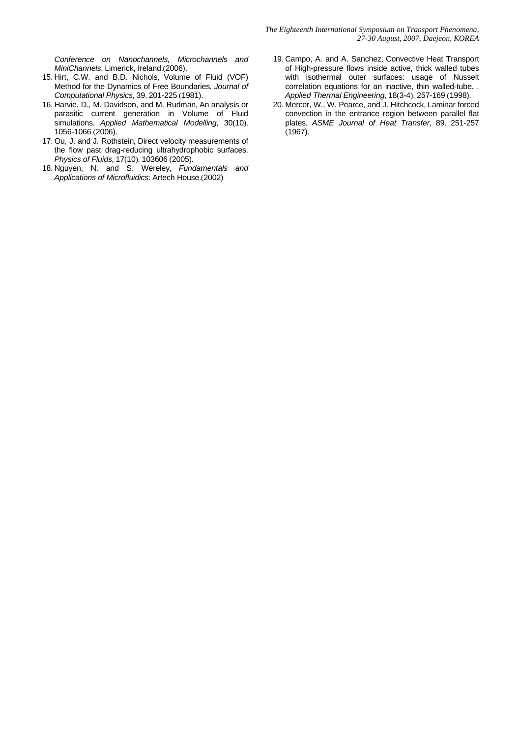*Conference on Nanochannels, Microchannels and MiniChannels*. Limerick, Ireland.(2006).

15. Hirt, C.W. and B.D. Nichols, Volume of Fluid (VOF) Method for the Dynamics of Free Boundaries. *Journal of Computational Physics*, 39. 201-225 (1981).
16. Harvie, D., M. Davidson, and M. Rudman, An analysis or parasitic current generation in Volume of Fluid simulations. *Applied Mathematical Modelling*, 30(10). 1056-1066 (2006).
17. Ou, J. and J. Rothstein, Direct velocity measurements of the flow past drag-reducing ultrahydrophobic surfaces. *Physics of Fluids*, 17(10). 103606 (2005).
18. Nguyen, N. and S. Wereley, *Fundamentals and Applications of Microfluidics*: Artech House.(2002)
19. Campo, A. and A. Sanchez, Convective Heat Transport of High-pressure flows inside active, thick walled tubes with isothermal outer surfaces: usage of Nusselt correlation equations for an inactive, thin walled-tube. . *Applied Thermal Engineering*, 18(3-4). 257-169 (1998).
20. Mercer, W., W. Pearce, and J. Hitchcock, Laminar forced convection in the entrance region between parallel flat plates. *ASME Journal of Heat Transfer*, 89. 251-257 (1967).